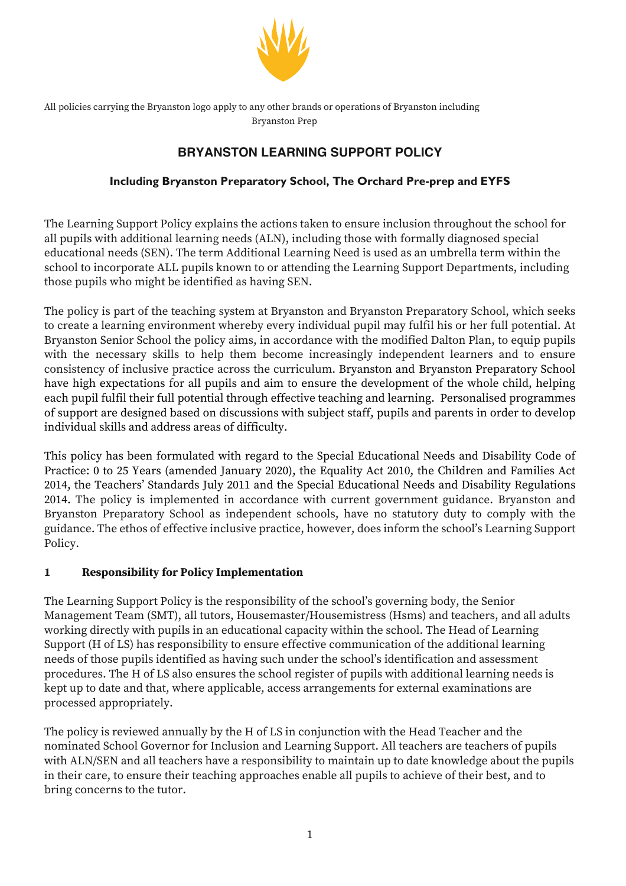All policies carrying the Bryanston logo apply to any other brands or operations of Bryanston including Bryanston Prep

# BRYANSTON LEARNING SUPPORT POLICY

### Including Bryanston Preparatory School, The Orchard Pre-prep and EYFS

The Learning Support Policy explains the actions taken to ensure inclusion throughout the school for all pupils with additional learning needs (ALN), including those with formally diagnosed special educational needs (SEN). The term Additional Learning Need is used as an umbrella term within the school to incorporate ALL pupils known to or attending the Learning Support Departments, including those pupils who might be identified as having SEN.

The policy is part of the teaching system at Bryanston and Bryanston Preparatory School, which seeks to create a learning environment whereby every individual pupil may fulfil his or her full potential. At Bryanston Senior School the policy aims, in accordance with the modified Dalton Plan, to equip pupils with the necessary skills to help them become increasingly independent learners and to ensure consistency of inclusive practice across the curriculum. Bryanston and Bryanston Preparatory School have high expectations for all pupils and aim to ensure the development of the whole child, helping each pupil fulfil their full potential through effective teaching and learning. Personalised programmes of support are designed based on discussions with subject staff, pupils and parents in order to develop individual skills and address areas of difficulty.

This policy has been formulated with regard to the Special Educational Needs and Disability Code of Practice: 0 to 25 Years (amended January 2020), the Equality Act 2010, the Children and Families Act 2014, the Teachers' Standards July 2011 and the Special Educational Needs and Disability Regulations 2014. The policy is implemented in accordance with current government guidance. Bryanston and Bryanston Preparatory School as independent schools, have no statutory duty to comply with the guidance. The ethos of effective inclusive practice, however, does inform the school's Learning Support Policy.

## 1 Responsibility for Policy Implementation

The Learning Support Policy is the responsibility of the school's governing body, the Senior Management Team (SMT), all tutors, Housemaster/Housemistress (Hsms) and teachers, and all adults working directly with pupils in an educational capacity within the school. The Head of Learning Support (H of LS) has responsibility to ensure effective communication of the additional learning needs of those pupils identified as having such under the school's identification and assessment procedures. The H of LS also ensures the school register of pupils with additional learning needs is kept up to date and that, where applicable, access arrangements for external examinations are processed appropriately.

The policy is reviewed annually by the H of LS in conjunction with the Head Teacher and the nominated School Governor for Inclusion and Learning Support. All teachers are teachers of pupils with ALN/SEN and all teachers have a responsibility to maintain up to date knowledge about the pupils in their care, to ensure their teaching approaches enable all pupils to achieve of their best, and to bring concerns to the tutor.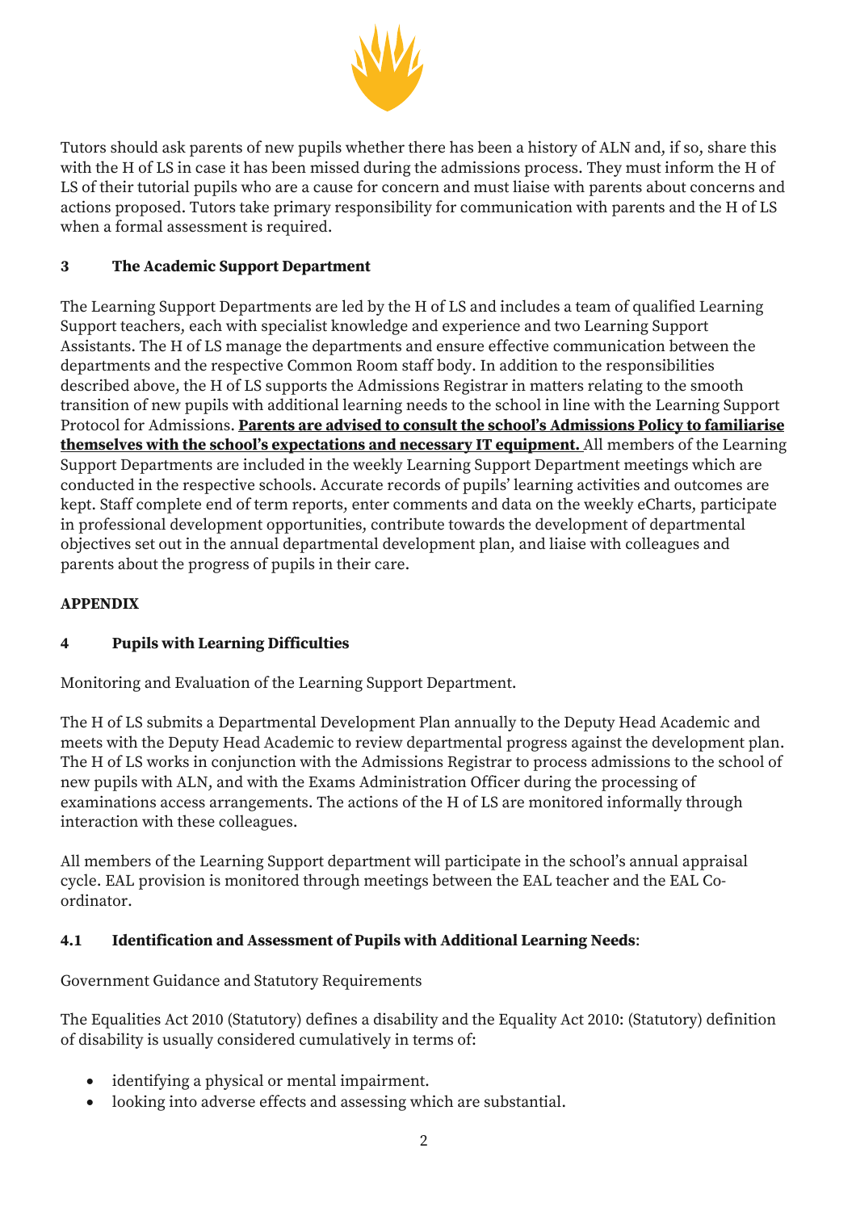Tutors should ask parents of new pupils whether there has been a history of ALN and, if so, share this with the H of LS in case it has been missed during the admissions process. They must inform the H of LS of their tutorial pupils who are a cause for concern and must liaise with parents about concerns and actions proposed. Tutors take primary responsibility for communication with parents and the H of LS when a formal assessment is required.

## 3 The Academic Support Department

The Learning Support Departments are led by the H of LS and includes a team of qualified Learning Support teachers, each with specialist knowledge and experience and two Learning Support Assistants. The H of LS manage the departments and ensure effective communication between the departments and the respective Common Room staff body. In addition to the responsibilities described above, the H of LS supports the Admissions Registrar in matters relating to the smooth transition of new pupils with additional learning needs to the school in line with the Learning Support Protocol for Admissions. **<u>Parents are advised to consult the school's Admissions Policy to familiarise themselves with the school's expectations and necessary IT equipment.</u>** All members of the Learning Support Departments are included in the weekly Learning Support Department meetings which are conducted in the respective schools. Accurate records of pupils' learning activities and outcomes are kept. Staff complete end of term reports, enter comments and data on the weekly eCharts, participate in professional development opportunities, contribute towards the development of departmental objectives set out in the annual departmental development plan, and liaise with colleagues and parents about the progress of pupils in their care.

## APPENDIX

## 4 Pupils with Learning Difficulties

Monitoring and Evaluation of the Learning Support Department.

The H of LS submits a Departmental Development Plan annually to the Deputy Head Academic and meets with the Deputy Head Academic to review departmental progress against the development plan. The H of LS works in conjunction with the Admissions Registrar to process admissions to the school of new pupils with ALN, and with the Exams Administration Officer during the processing of examinations access arrangements. The actions of the H of LS are monitored informally through interaction with these colleagues.

All members of the Learning Support department will participate in the school's annual appraisal cycle. EAL provision is monitored through meetings between the EAL teacher and the EAL Co-ordinator.

### 4.1 Identification and Assessment of Pupils with Additional Learning Needs:

Government Guidance and Statutory Requirements

The Equalities Act 2010 (Statutory) defines a disability and the Equality Act 2010: (Statutory) definition of disability is usually considered cumulatively in terms of:

- identifying a physical or mental impairment.
- looking into adverse effects and assessing which are substantial.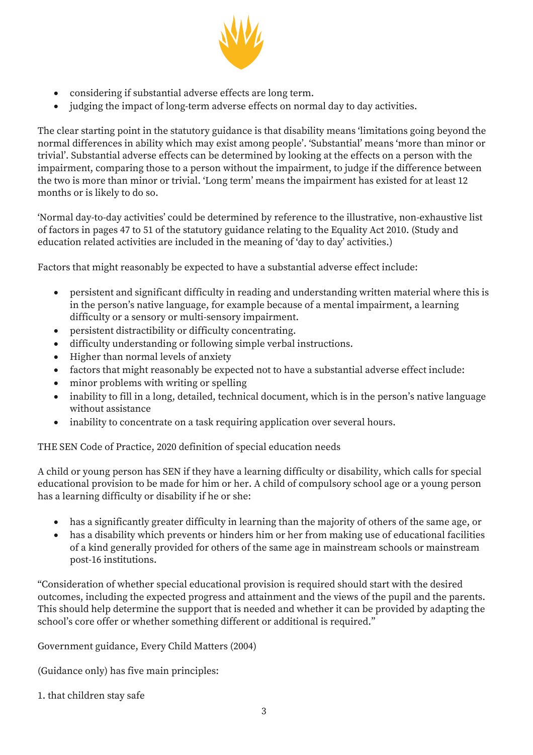- considering if substantial adverse effects are long term.
- judging the impact of long-term adverse effects on normal day to day activities.

The clear starting point in the statutory guidance is that disability means 'limitations going beyond the normal differences in ability which may exist among people'. 'Substantial' means 'more than minor or trivial'. Substantial adverse effects can be determined by looking at the effects on a person with the impairment, comparing those to a person without the impairment, to judge if the difference between the two is more than minor or trivial. 'Long term' means the impairment has existed for at least 12 months or is likely to do so.

'Normal day-to-day activities' could be determined by reference to the illustrative, non-exhaustive list of factors in pages 47 to 51 of the statutory guidance relating to the Equality Act 2010. (Study and education related activities are included in the meaning of 'day to day' activities.)

Factors that might reasonably be expected to have a substantial adverse effect include:

- persistent and significant difficulty in reading and understanding written material where this is in the person's native language, for example because of a mental impairment, a learning difficulty or a sensory or multi-sensory impairment.
- persistent distractibility or difficulty concentrating.
- difficulty understanding or following simple verbal instructions.
- Higher than normal levels of anxiety
- factors that might reasonably be expected not to have a substantial adverse effect include:
- minor problems with writing or spelling
- inability to fill in a long, detailed, technical document, which is in the person's native language without assistance
- inability to concentrate on a task requiring application over several hours.

THE SEN Code of Practice, 2020 definition of special education needs

A child or young person has SEN if they have a learning difficulty or disability, which calls for special educational provision to be made for him or her. A child of compulsory school age or a young person has a learning difficulty or disability if he or she:

- has a significantly greater difficulty in learning than the majority of others of the same age, or
- has a disability which prevents or hinders him or her from making use of educational facilities of a kind generally provided for others of the same age in mainstream schools or mainstream post-16 institutions.

"Consideration of whether special educational provision is required should start with the desired outcomes, including the expected progress and attainment and the views of the pupil and the parents. This should help determine the support that is needed and whether it can be provided by adapting the school's core offer or whether something different or additional is required."

Government guidance, Every Child Matters (2004)

(Guidance only) has five main principles:

1. that children stay safe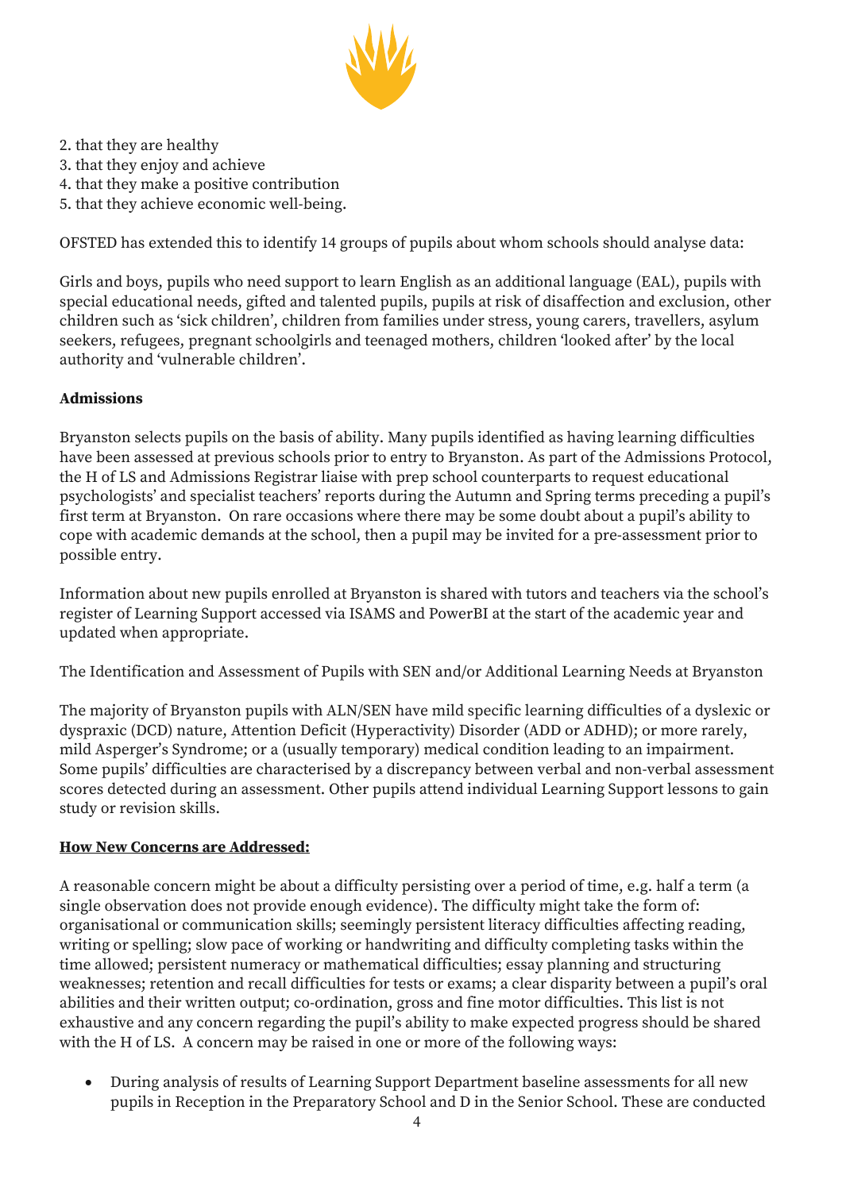2. that they are healthy
3. that they enjoy and achieve
4. that they make a positive contribution
5. that they achieve economic well-being.

OFSTED has extended this to identify 14 groups of pupils about whom schools should analyse data:

Girls and boys, pupils who need support to learn English as an additional language (EAL), pupils with special educational needs, gifted and talented pupils, pupils at risk of disaffection and exclusion, other children such as 'sick children', children from families under stress, young carers, travellers, asylum seekers, refugees, pregnant schoolgirls and teenaged mothers, children 'looked after' by the local authority and 'vulnerable children'.

**Admissions**

Bryanston selects pupils on the basis of ability. Many pupils identified as having learning difficulties have been assessed at previous schools prior to entry to Bryanston. As part of the Admissions Protocol, the H of LS and Admissions Registrar liaise with prep school counterparts to request educational psychologists' and specialist teachers' reports during the Autumn and Spring terms preceding a pupil's first term at Bryanston. On rare occasions where there may be some doubt about a pupil's ability to cope with academic demands at the school, then a pupil may be invited for a pre-assessment prior to possible entry.

Information about new pupils enrolled at Bryanston is shared with tutors and teachers via the school's register of Learning Support accessed via ISAMS and PowerBI at the start of the academic year and updated when appropriate.

The Identification and Assessment of Pupils with SEN and/or Additional Learning Needs at Bryanston

The majority of Bryanston pupils with ALN/SEN have mild specific learning difficulties of a dyslexic or dyspraxic (DCD) nature, Attention Deficit (Hyperactivity) Disorder (ADD or ADHD); or more rarely, mild Asperger's Syndrome; or a (usually temporary) medical condition leading to an impairment. Some pupils' difficulties are characterised by a discrepancy between verbal and non-verbal assessment scores detected during an assessment. Other pupils attend individual Learning Support lessons to gain study or revision skills.

**How New Concerns are Addressed:**

A reasonable concern might be about a difficulty persisting over a period of time, e.g. half a term (a single observation does not provide enough evidence). The difficulty might take the form of: organisational or communication skills; seemingly persistent literacy difficulties affecting reading, writing or spelling; slow pace of working or handwriting and difficulty completing tasks within the time allowed; persistent numeracy or mathematical difficulties; essay planning and structuring weaknesses; retention and recall difficulties for tests or exams; a clear disparity between a pupil's oral abilities and their written output; co-ordination, gross and fine motor difficulties. This list is not exhaustive and any concern regarding the pupil's ability to make expected progress should be shared with the H of LS. A concern may be raised in one or more of the following ways:

- During analysis of results of Learning Support Department baseline assessments for all new pupils in Reception in the Preparatory School and D in the Senior School. These are conducted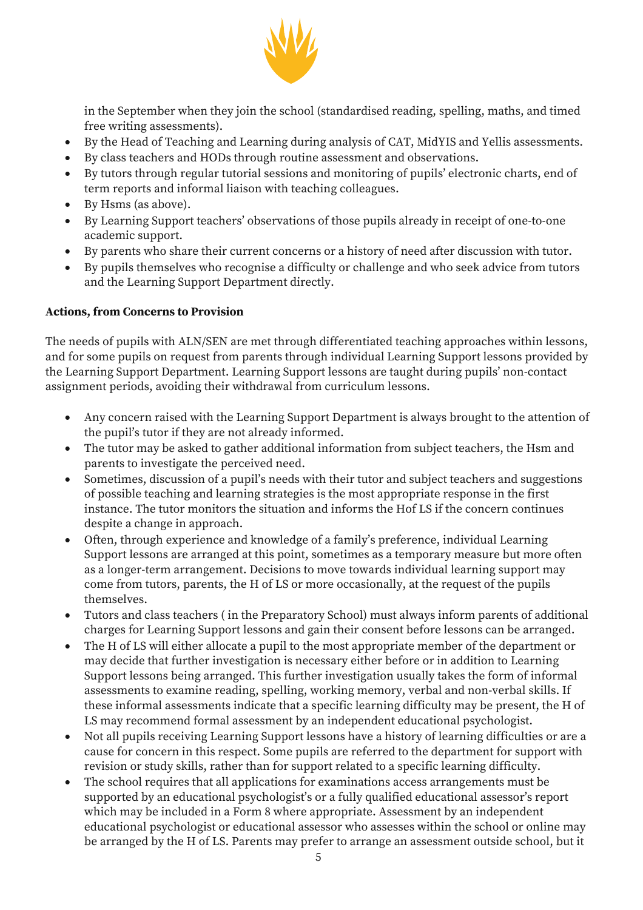in the September when they join the school (standardised reading, spelling, maths, and timed free writing assessments).

- By the Head of Teaching and Learning during analysis of CAT, MidYIS and Yellis assessments.
- By class teachers and HODs through routine assessment and observations.
- By tutors through regular tutorial sessions and monitoring of pupils' electronic charts, end of term reports and informal liaison with teaching colleagues.
- By Hsms (as above).
- By Learning Support teachers' observations of those pupils already in receipt of one-to-one academic support.
- By parents who share their current concerns or a history of need after discussion with tutor.
- By pupils themselves who recognise a difficulty or challenge and who seek advice from tutors and the Learning Support Department directly.

**Actions, from Concerns to Provision**

The needs of pupils with ALN/SEN are met through differentiated teaching approaches within lessons, and for some pupils on request from parents through individual Learning Support lessons provided by the Learning Support Department. Learning Support lessons are taught during pupils' non-contact assignment periods, avoiding their withdrawal from curriculum lessons.

- Any concern raised with the Learning Support Department is always brought to the attention of the pupil's tutor if they are not already informed.
- The tutor may be asked to gather additional information from subject teachers, the Hsm and parents to investigate the perceived need.
- Sometimes, discussion of a pupil's needs with their tutor and subject teachers and suggestions of possible teaching and learning strategies is the most appropriate response in the first instance. The tutor monitors the situation and informs the Hof LS if the concern continues despite a change in approach.
- Often, through experience and knowledge of a family's preference, individual Learning Support lessons are arranged at this point, sometimes as a temporary measure but more often as a longer-term arrangement. Decisions to move towards individual learning support may come from tutors, parents, the H of LS or more occasionally, at the request of the pupils themselves.
- Tutors and class teachers ( in the Preparatory School) must always inform parents of additional charges for Learning Support lessons and gain their consent before lessons can be arranged.
- The H of LS will either allocate a pupil to the most appropriate member of the department or may decide that further investigation is necessary either before or in addition to Learning Support lessons being arranged. This further investigation usually takes the form of informal assessments to examine reading, spelling, working memory, verbal and non-verbal skills. If these informal assessments indicate that a specific learning difficulty may be present, the H of LS may recommend formal assessment by an independent educational psychologist.
- Not all pupils receiving Learning Support lessons have a history of learning difficulties or are a cause for concern in this respect. Some pupils are referred to the department for support with revision or study skills, rather than for support related to a specific learning difficulty.
- The school requires that all applications for examinations access arrangements must be supported by an educational psychologist's or a fully qualified educational assessor's report which may be included in a Form 8 where appropriate. Assessment by an independent educational psychologist or educational assessor who assesses within the school or online may be arranged by the H of LS. Parents may prefer to arrange an assessment outside school, but it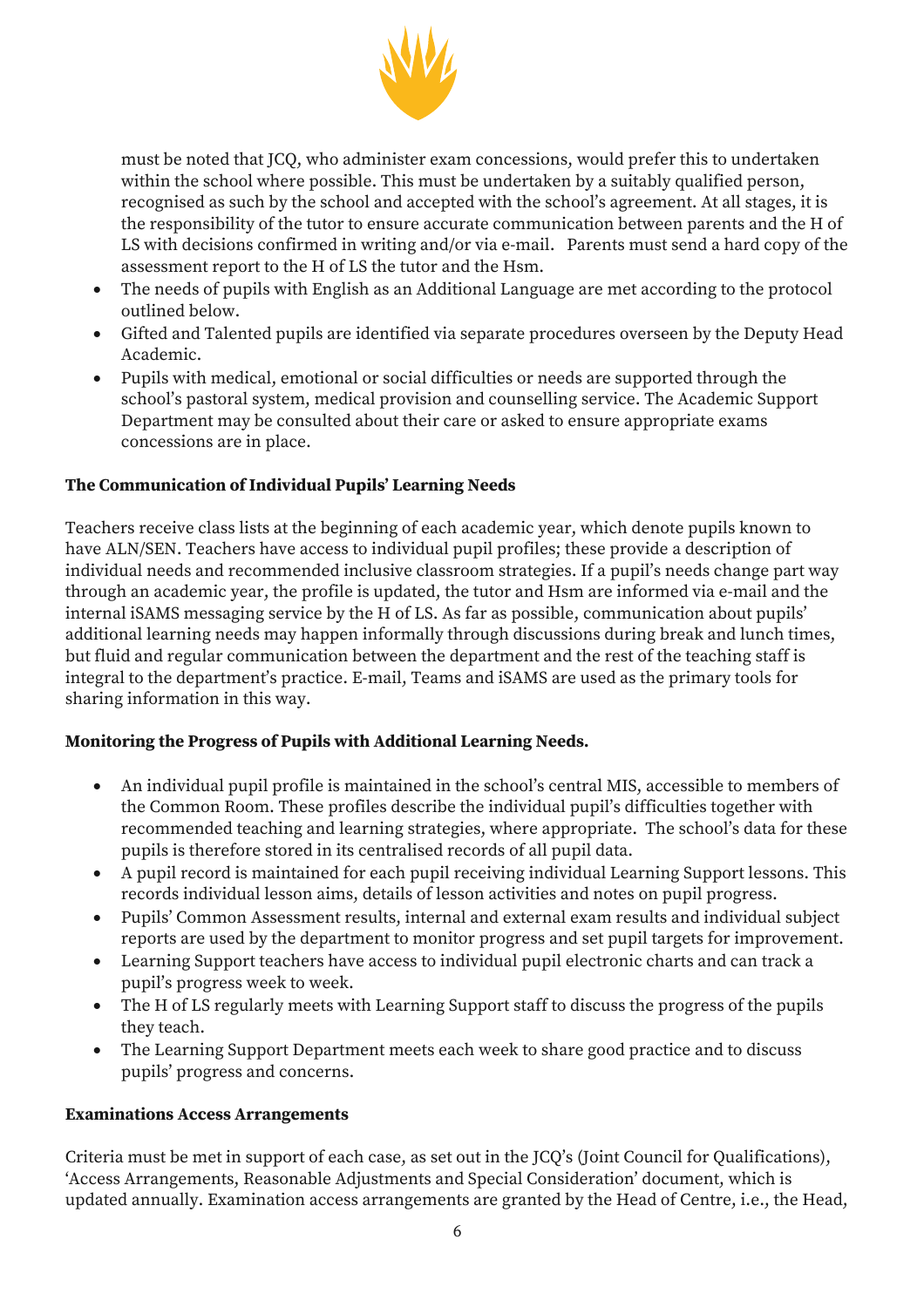must be noted that JCQ, who administer exam concessions, would prefer this to undertaken within the school where possible. This must be undertaken by a suitably qualified person, recognised as such by the school and accepted with the school's agreement. At all stages, it is the responsibility of the tutor to ensure accurate communication between parents and the H of LS with decisions confirmed in writing and/or via e-mail. Parents must send a hard copy of the assessment report to the H of LS the tutor and the Hsm.

- The needs of pupils with English as an Additional Language are met according to the protocol outlined below.
- Gifted and Talented pupils are identified via separate procedures overseen by the Deputy Head Academic.
- Pupils with medical, emotional or social difficulties or needs are supported through the school's pastoral system, medical provision and counselling service. The Academic Support Department may be consulted about their care or asked to ensure appropriate exams concessions are in place.

**The Communication of Individual Pupils' Learning Needs**

Teachers receive class lists at the beginning of each academic year, which denote pupils known to have ALN/SEN. Teachers have access to individual pupil profiles; these provide a description of individual needs and recommended inclusive classroom strategies. If a pupil's needs change part way through an academic year, the profile is updated, the tutor and Hsm are informed via e-mail and the internal iSAMS messaging service by the H of LS. As far as possible, communication about pupils' additional learning needs may happen informally through discussions during break and lunch times, but fluid and regular communication between the department and the rest of the teaching staff is integral to the department's practice. E-mail, Teams and iSAMS are used as the primary tools for sharing information in this way.

**Monitoring the Progress of Pupils with Additional Learning Needs.**

- An individual pupil profile is maintained in the school's central MIS, accessible to members of the Common Room. These profiles describe the individual pupil's difficulties together with recommended teaching and learning strategies, where appropriate. The school's data for these pupils is therefore stored in its centralised records of all pupil data.
- A pupil record is maintained for each pupil receiving individual Learning Support lessons. This records individual lesson aims, details of lesson activities and notes on pupil progress.
- Pupils' Common Assessment results, internal and external exam results and individual subject reports are used by the department to monitor progress and set pupil targets for improvement.
- Learning Support teachers have access to individual pupil electronic charts and can track a pupil's progress week to week.
- The H of LS regularly meets with Learning Support staff to discuss the progress of the pupils they teach.
- The Learning Support Department meets each week to share good practice and to discuss pupils' progress and concerns.

**Examinations Access Arrangements**

Criteria must be met in support of each case, as set out in the JCQ's (Joint Council for Qualifications), 'Access Arrangements, Reasonable Adjustments and Special Consideration' document, which is updated annually. Examination access arrangements are granted by the Head of Centre, i.e., the Head,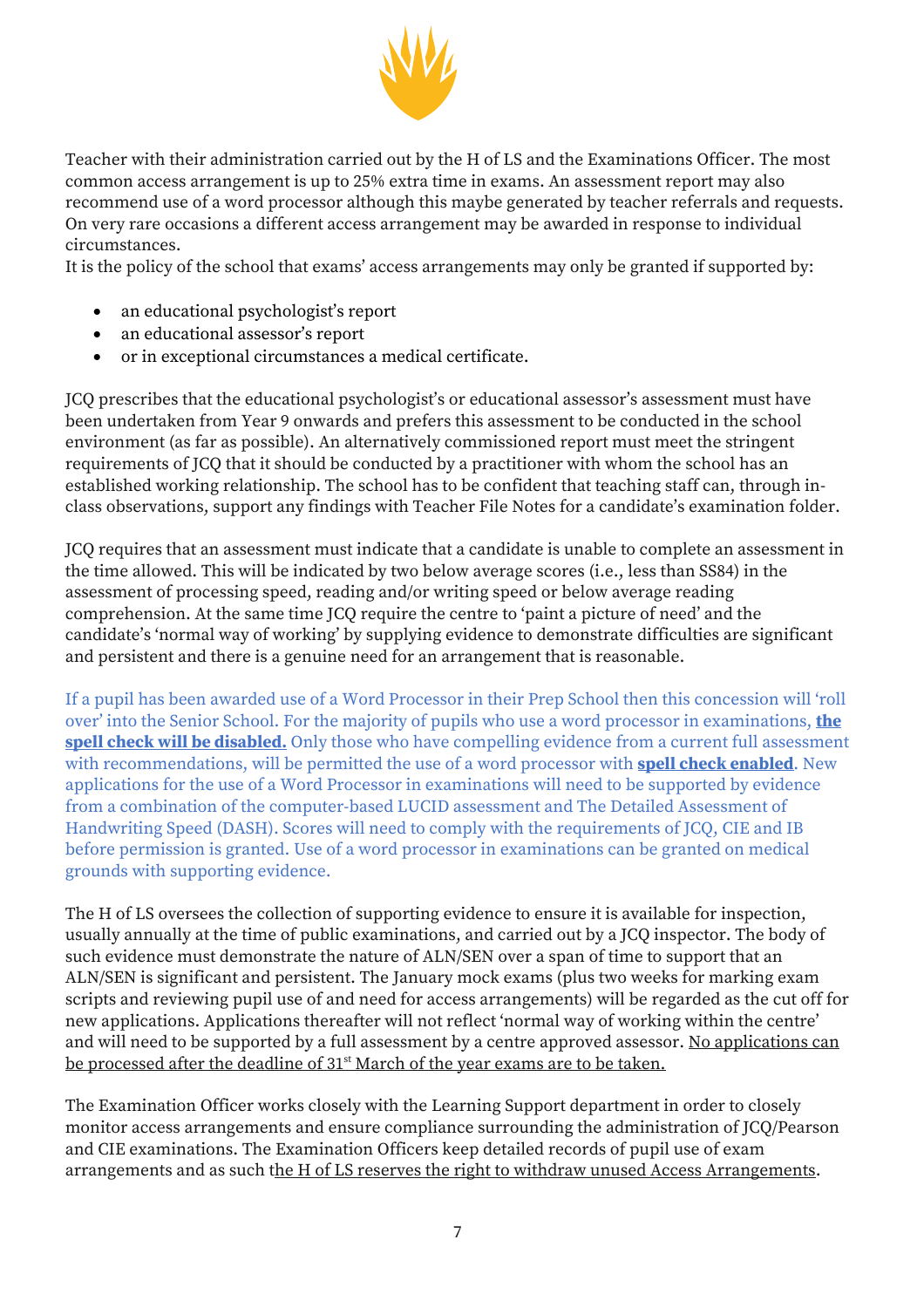Teacher with their administration carried out by the H of LS and the Examinations Officer. The most common access arrangement is up to 25% extra time in exams. An assessment report may also recommend use of a word processor although this maybe generated by teacher referrals and requests. On very rare occasions a different access arrangement may be awarded in response to individual circumstances.
It is the policy of the school that exams' access arrangements may only be granted if supported by:

- an educational psychologist's report
- an educational assessor's report
- or in exceptional circumstances a medical certificate.

JCQ prescribes that the educational psychologist's or educational assessor's assessment must have been undertaken from Year 9 onwards and prefers this assessment to be conducted in the school environment (as far as possible). An alternatively commissioned report must meet the stringent requirements of JCQ that it should be conducted by a practitioner with whom the school has an established working relationship. The school has to be confident that teaching staff can, through in-class observations, support any findings with Teacher File Notes for a candidate's examination folder.

JCQ requires that an assessment must indicate that a candidate is unable to complete an assessment in the time allowed. This will be indicated by two below average scores (i.e., less than SS84) in the assessment of processing speed, reading and/or writing speed or below average reading comprehension. At the same time JCQ require the centre to 'paint a picture of need' and the candidate's 'normal way of working' by supplying evidence to demonstrate difficulties are significant and persistent and there is a genuine need for an arrangement that is reasonable.

If a pupil has been awarded use of a Word Processor in their Prep School then this concession will 'roll over' into the Senior School. For the majority of pupils who use a word processor in examinations, **the spell check will be disabled.** Only those who have compelling evidence from a current full assessment with recommendations, will be permitted the use of a word processor with **spell check enabled**. New applications for the use of a Word Processor in examinations will need to be supported by evidence from a combination of the computer-based LUCID assessment and The Detailed Assessment of Handwriting Speed (DASH). Scores will need to comply with the requirements of JCQ, CIE and IB before permission is granted. Use of a word processor in examinations can be granted on medical grounds with supporting evidence.

The H of LS oversees the collection of supporting evidence to ensure it is available for inspection, usually annually at the time of public examinations, and carried out by a JCQ inspector. The body of such evidence must demonstrate the nature of ALN/SEN over a span of time to support that an ALN/SEN is significant and persistent. The January mock exams (plus two weeks for marking exam scripts and reviewing pupil use of and need for access arrangements) will be regarded as the cut off for new applications. Applications thereafter will not reflect 'normal way of working within the centre' and will need to be supported by a full assessment by a centre approved assessor. No applications can be processed after the deadline of 31st March of the year exams are to be taken.

The Examination Officer works closely with the Learning Support department in order to closely monitor access arrangements and ensure compliance surrounding the administration of JCQ/Pearson and CIE examinations. The Examination Officers keep detailed records of pupil use of exam arrangements and as such the H of LS reserves the right to withdraw unused Access Arrangements.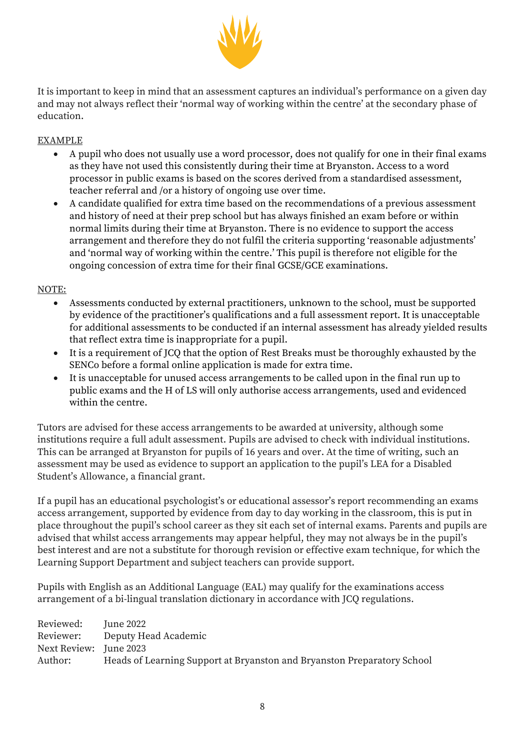It is important to keep in mind that an assessment captures an individual's performance on a given day and may not always reflect their 'normal way of working within the centre' at the secondary phase of education.

EXAMPLE

- A pupil who does not usually use a word processor, does not qualify for one in their final exams as they have not used this consistently during their time at Bryanston. Access to a word processor in public exams is based on the scores derived from a standardised assessment, teacher referral and /or a history of ongoing use over time.
- A candidate qualified for extra time based on the recommendations of a previous assessment and history of need at their prep school but has always finished an exam before or within normal limits during their time at Bryanston. There is no evidence to support the access arrangement and therefore they do not fulfil the criteria supporting 'reasonable adjustments' and 'normal way of working within the centre.' This pupil is therefore not eligible for the ongoing concession of extra time for their final GCSE/GCE examinations.

NOTE:

- Assessments conducted by external practitioners, unknown to the school, must be supported by evidence of the practitioner's qualifications and a full assessment report. It is unacceptable for additional assessments to be conducted if an internal assessment has already yielded results that reflect extra time is inappropriate for a pupil.
- It is a requirement of JCQ that the option of Rest Breaks must be thoroughly exhausted by the SENCo before a formal online application is made for extra time.
- It is unacceptable for unused access arrangements to be called upon in the final run up to public exams and the H of LS will only authorise access arrangements, used and evidenced within the centre.

Tutors are advised for these access arrangements to be awarded at university, although some institutions require a full adult assessment. Pupils are advised to check with individual institutions. This can be arranged at Bryanston for pupils of 16 years and over. At the time of writing, such an assessment may be used as evidence to support an application to the pupil's LEA for a Disabled Student's Allowance, a financial grant.

If a pupil has an educational psychologist's or educational assessor's report recommending an exams access arrangement, supported by evidence from day to day working in the classroom, this is put in place throughout the pupil's school career as they sit each set of internal exams. Parents and pupils are advised that whilst access arrangements may appear helpful, they may not always be in the pupil's best interest and are not a substitute for thorough revision or effective exam technique, for which the Learning Support Department and subject teachers can provide support.

Pupils with English as an Additional Language (EAL) may qualify for the examinations access arrangement of a bi-lingual translation dictionary in accordance with JCQ regulations.

| | |
|---|---|
| Reviewed: | June 2022 |
| Reviewer: | Deputy Head Academic |
| Next Review: | June 2023 |
| Author: | Heads of Learning Support at Bryanston and Bryanston Preparatory School |